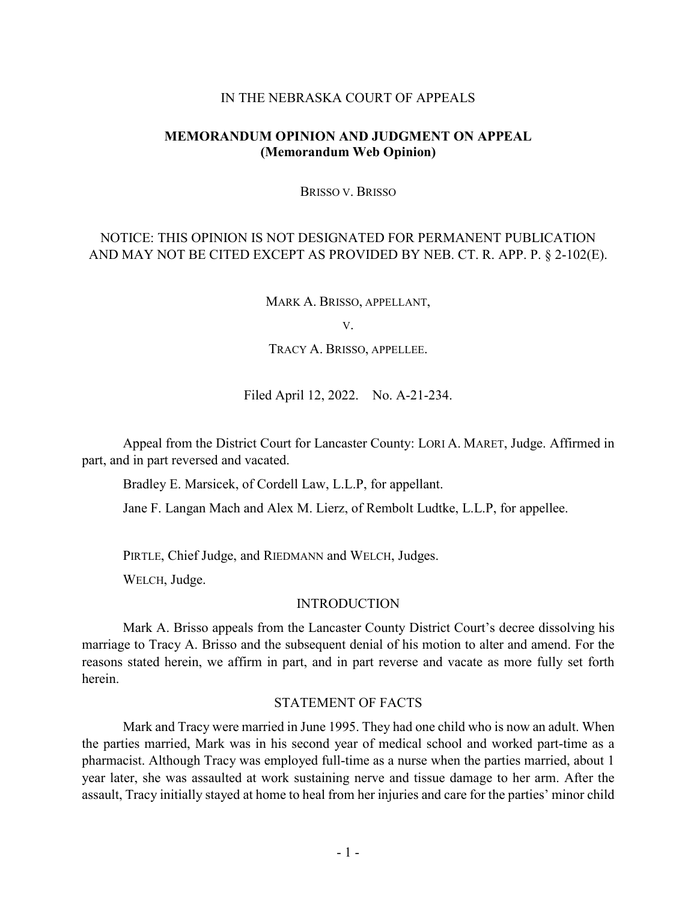IN THE NEBRASKA COURT OF APPEALS

**MEMORANDUM OPINION AND JUDGMENT ON APPEAL**
**(Memorandum Web Opinion)**

BRISSO V. BRISSO

NOTICE: THIS OPINION IS NOT DESIGNATED FOR PERMANENT PUBLICATION AND MAY NOT BE CITED EXCEPT AS PROVIDED BY NEB. CT. R. APP. P. § 2-102(E).

MARK A. BRISSO, APPELLANT,

V.

TRACY A. BRISSO, APPELLEE.

Filed April 12, 2022. No. A-21-234.

Appeal from the District Court for Lancaster County: LORI A. MARET, Judge. Affirmed in part, and in part reversed and vacated.

Bradley E. Marsicek, of Cordell Law, L.L.P, for appellant.

Jane F. Langan Mach and Alex M. Lierz, of Rembolt Ludtke, L.L.P, for appellee.

PIRTLE, Chief Judge, and RIEDMANN and WELCH, Judges.

WELCH, Judge.

## INTRODUCTION

Mark A. Brisso appeals from the Lancaster County District Court's decree dissolving his marriage to Tracy A. Brisso and the subsequent denial of his motion to alter and amend. For the reasons stated herein, we affirm in part, and in part reverse and vacate as more fully set forth herein.

## STATEMENT OF FACTS

Mark and Tracy were married in June 1995. They had one child who is now an adult. When the parties married, Mark was in his second year of medical school and worked part-time as a pharmacist. Although Tracy was employed full-time as a nurse when the parties married, about 1 year later, she was assaulted at work sustaining nerve and tissue damage to her arm. After the assault, Tracy initially stayed at home to heal from her injuries and care for the parties' minor child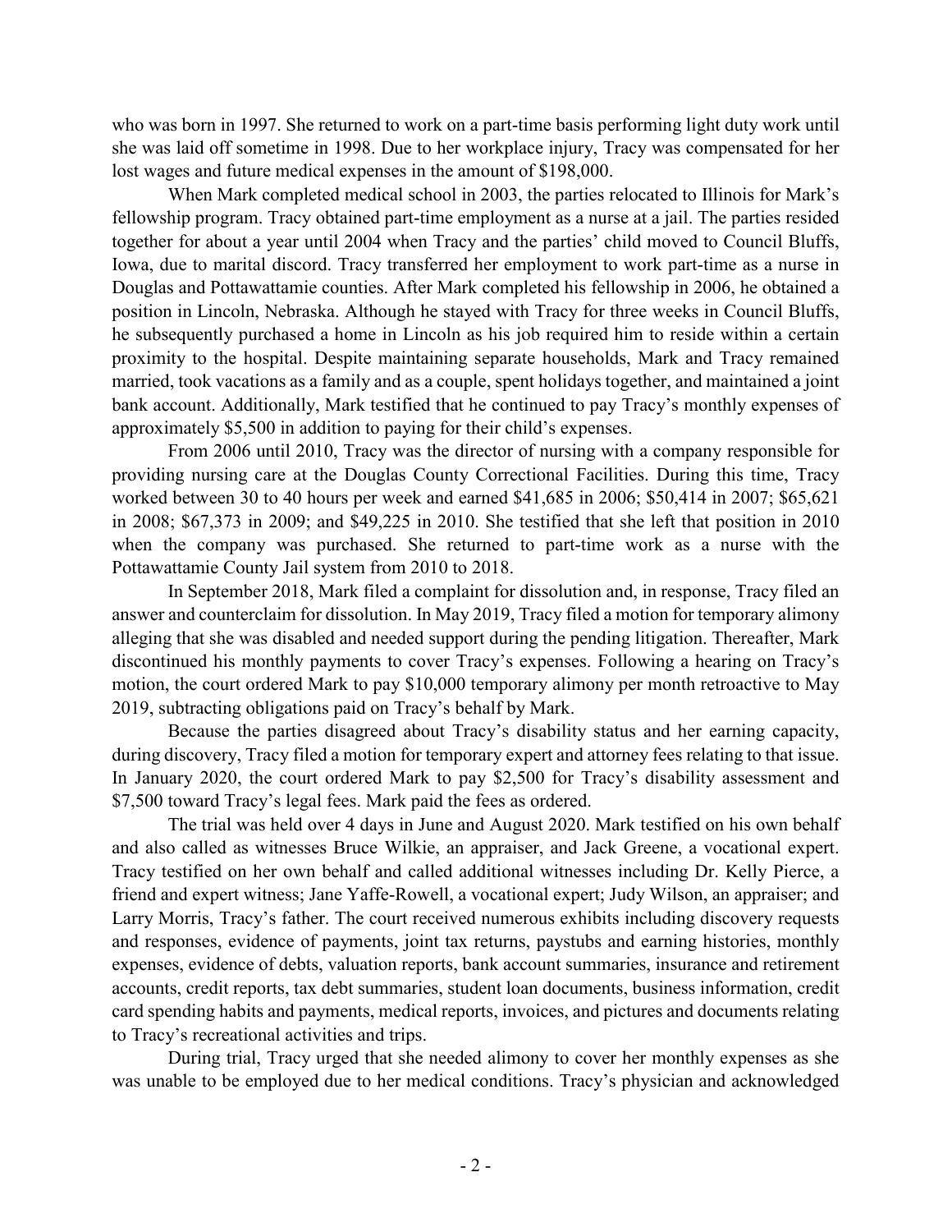who was born in 1997. She returned to work on a part-time basis performing light duty work until she was laid off sometime in 1998. Due to her workplace injury, Tracy was compensated for her lost wages and future medical expenses in the amount of $198,000.

When Mark completed medical school in 2003, the parties relocated to Illinois for Mark's fellowship program. Tracy obtained part-time employment as a nurse at a jail. The parties resided together for about a year until 2004 when Tracy and the parties' child moved to Council Bluffs, Iowa, due to marital discord. Tracy transferred her employment to work part-time as a nurse in Douglas and Pottawattamie counties. After Mark completed his fellowship in 2006, he obtained a position in Lincoln, Nebraska. Although he stayed with Tracy for three weeks in Council Bluffs, he subsequently purchased a home in Lincoln as his job required him to reside within a certain proximity to the hospital. Despite maintaining separate households, Mark and Tracy remained married, took vacations as a family and as a couple, spent holidays together, and maintained a joint bank account. Additionally, Mark testified that he continued to pay Tracy's monthly expenses of approximately $5,500 in addition to paying for their child's expenses.

From 2006 until 2010, Tracy was the director of nursing with a company responsible for providing nursing care at the Douglas County Correctional Facilities. During this time, Tracy worked between 30 to 40 hours per week and earned $41,685 in 2006; $50,414 in 2007; $65,621 in 2008; $67,373 in 2009; and $49,225 in 2010. She testified that she left that position in 2010 when the company was purchased. She returned to part-time work as a nurse with the Pottawattamie County Jail system from 2010 to 2018.

In September 2018, Mark filed a complaint for dissolution and, in response, Tracy filed an answer and counterclaim for dissolution. In May 2019, Tracy filed a motion for temporary alimony alleging that she was disabled and needed support during the pending litigation. Thereafter, Mark discontinued his monthly payments to cover Tracy's expenses. Following a hearing on Tracy's motion, the court ordered Mark to pay $10,000 temporary alimony per month retroactive to May 2019, subtracting obligations paid on Tracy's behalf by Mark.

Because the parties disagreed about Tracy's disability status and her earning capacity, during discovery, Tracy filed a motion for temporary expert and attorney fees relating to that issue. In January 2020, the court ordered Mark to pay $2,500 for Tracy's disability assessment and $7,500 toward Tracy's legal fees. Mark paid the fees as ordered.

The trial was held over 4 days in June and August 2020. Mark testified on his own behalf and also called as witnesses Bruce Wilkie, an appraiser, and Jack Greene, a vocational expert. Tracy testified on her own behalf and called additional witnesses including Dr. Kelly Pierce, a friend and expert witness; Jane Yaffe-Rowell, a vocational expert; Judy Wilson, an appraiser; and Larry Morris, Tracy's father. The court received numerous exhibits including discovery requests and responses, evidence of payments, joint tax returns, paystubs and earning histories, monthly expenses, evidence of debts, valuation reports, bank account summaries, insurance and retirement accounts, credit reports, tax debt summaries, student loan documents, business information, credit card spending habits and payments, medical reports, invoices, and pictures and documents relating to Tracy's recreational activities and trips.

During trial, Tracy urged that she needed alimony to cover her monthly expenses as she was unable to be employed due to her medical conditions. Tracy's physician and acknowledged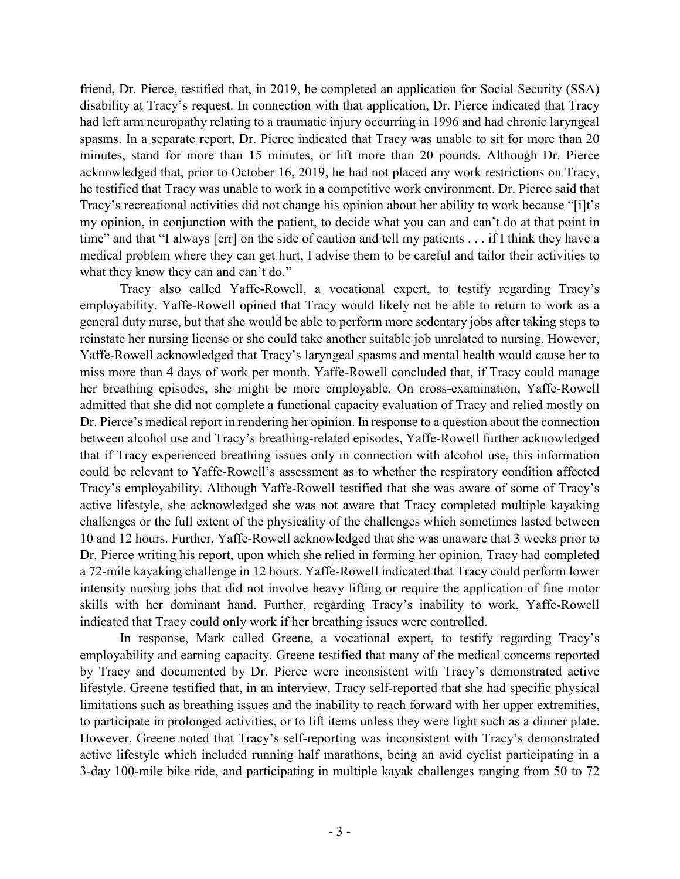friend, Dr. Pierce, testified that, in 2019, he completed an application for Social Security (SSA) disability at Tracy's request. In connection with that application, Dr. Pierce indicated that Tracy had left arm neuropathy relating to a traumatic injury occurring in 1996 and had chronic laryngeal spasms. In a separate report, Dr. Pierce indicated that Tracy was unable to sit for more than 20 minutes, stand for more than 15 minutes, or lift more than 20 pounds. Although Dr. Pierce acknowledged that, prior to October 16, 2019, he had not placed any work restrictions on Tracy, he testified that Tracy was unable to work in a competitive work environment. Dr. Pierce said that Tracy's recreational activities did not change his opinion about her ability to work because "[i]t's my opinion, in conjunction with the patient, to decide what you can and can't do at that point in time" and that "I always [err] on the side of caution and tell my patients . . . if I think they have a medical problem where they can get hurt, I advise them to be careful and tailor their activities to what they know they can and can't do."

Tracy also called Yaffe-Rowell, a vocational expert, to testify regarding Tracy's employability. Yaffe-Rowell opined that Tracy would likely not be able to return to work as a general duty nurse, but that she would be able to perform more sedentary jobs after taking steps to reinstate her nursing license or she could take another suitable job unrelated to nursing. However, Yaffe-Rowell acknowledged that Tracy's laryngeal spasms and mental health would cause her to miss more than 4 days of work per month. Yaffe-Rowell concluded that, if Tracy could manage her breathing episodes, she might be more employable. On cross-examination, Yaffe-Rowell admitted that she did not complete a functional capacity evaluation of Tracy and relied mostly on Dr. Pierce's medical report in rendering her opinion. In response to a question about the connection between alcohol use and Tracy's breathing-related episodes, Yaffe-Rowell further acknowledged that if Tracy experienced breathing issues only in connection with alcohol use, this information could be relevant to Yaffe-Rowell's assessment as to whether the respiratory condition affected Tracy's employability. Although Yaffe-Rowell testified that she was aware of some of Tracy's active lifestyle, she acknowledged she was not aware that Tracy completed multiple kayaking challenges or the full extent of the physicality of the challenges which sometimes lasted between 10 and 12 hours. Further, Yaffe-Rowell acknowledged that she was unaware that 3 weeks prior to Dr. Pierce writing his report, upon which she relied in forming her opinion, Tracy had completed a 72-mile kayaking challenge in 12 hours. Yaffe-Rowell indicated that Tracy could perform lower intensity nursing jobs that did not involve heavy lifting or require the application of fine motor skills with her dominant hand. Further, regarding Tracy's inability to work, Yaffe-Rowell indicated that Tracy could only work if her breathing issues were controlled.

In response, Mark called Greene, a vocational expert, to testify regarding Tracy's employability and earning capacity. Greene testified that many of the medical concerns reported by Tracy and documented by Dr. Pierce were inconsistent with Tracy's demonstrated active lifestyle. Greene testified that, in an interview, Tracy self-reported that she had specific physical limitations such as breathing issues and the inability to reach forward with her upper extremities, to participate in prolonged activities, or to lift items unless they were light such as a dinner plate. However, Greene noted that Tracy's self-reporting was inconsistent with Tracy's demonstrated active lifestyle which included running half marathons, being an avid cyclist participating in a 3-day 100-mile bike ride, and participating in multiple kayak challenges ranging from 50 to 72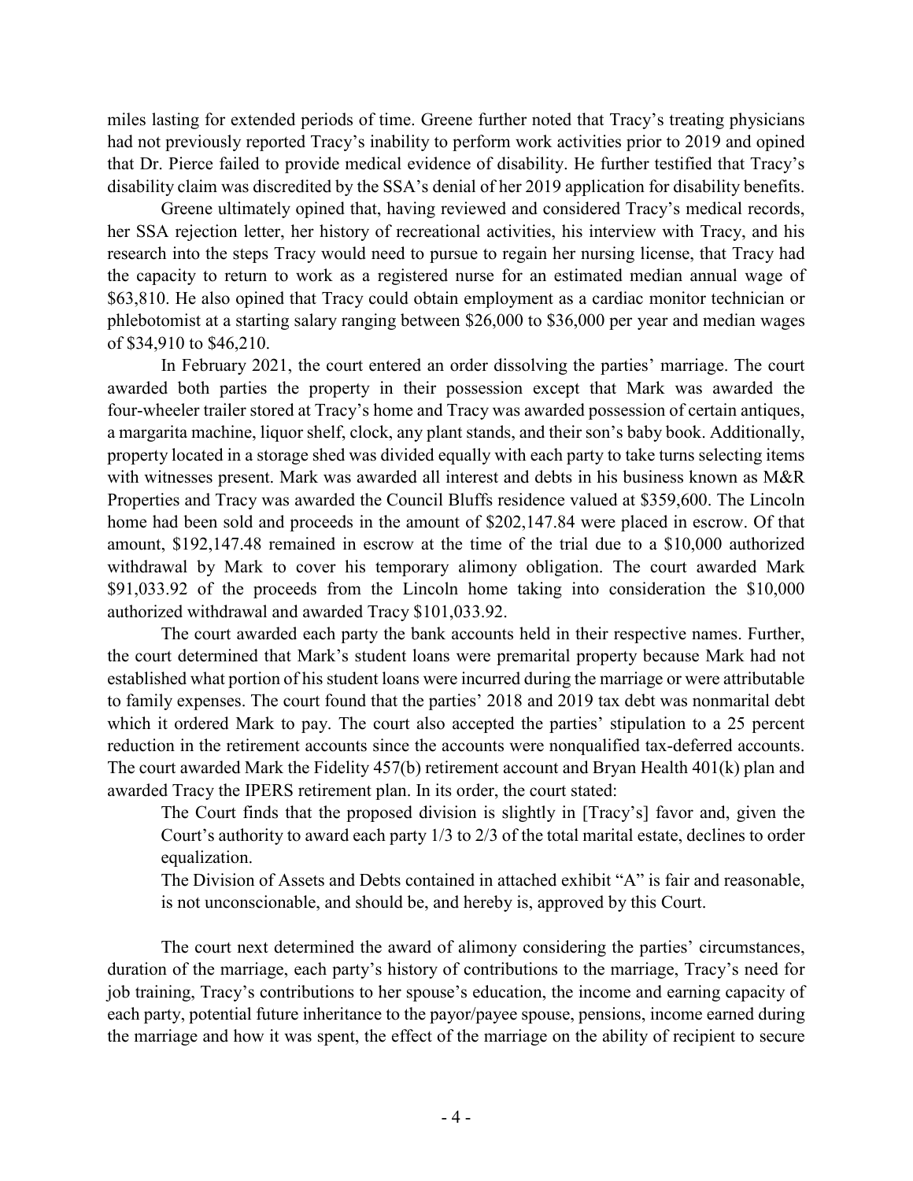miles lasting for extended periods of time. Greene further noted that Tracy's treating physicians had not previously reported Tracy's inability to perform work activities prior to 2019 and opined that Dr. Pierce failed to provide medical evidence of disability. He further testified that Tracy's disability claim was discredited by the SSA's denial of her 2019 application for disability benefits.

Greene ultimately opined that, having reviewed and considered Tracy's medical records, her SSA rejection letter, her history of recreational activities, his interview with Tracy, and his research into the steps Tracy would need to pursue to regain her nursing license, that Tracy had the capacity to return to work as a registered nurse for an estimated median annual wage of $63,810. He also opined that Tracy could obtain employment as a cardiac monitor technician or phlebotomist at a starting salary ranging between $26,000 to $36,000 per year and median wages of $34,910 to $46,210.

In February 2021, the court entered an order dissolving the parties' marriage. The court awarded both parties the property in their possession except that Mark was awarded the four-wheeler trailer stored at Tracy's home and Tracy was awarded possession of certain antiques, a margarita machine, liquor shelf, clock, any plant stands, and their son's baby book. Additionally, property located in a storage shed was divided equally with each party to take turns selecting items with witnesses present. Mark was awarded all interest and debts in his business known as M&R Properties and Tracy was awarded the Council Bluffs residence valued at $359,600. The Lincoln home had been sold and proceeds in the amount of $202,147.84 were placed in escrow. Of that amount, $192,147.48 remained in escrow at the time of the trial due to a $10,000 authorized withdrawal by Mark to cover his temporary alimony obligation. The court awarded Mark $91,033.92 of the proceeds from the Lincoln home taking into consideration the $10,000 authorized withdrawal and awarded Tracy $101,033.92.

The court awarded each party the bank accounts held in their respective names. Further, the court determined that Mark's student loans were premarital property because Mark had not established what portion of his student loans were incurred during the marriage or were attributable to family expenses. The court found that the parties' 2018 and 2019 tax debt was nonmarital debt which it ordered Mark to pay. The court also accepted the parties' stipulation to a 25 percent reduction in the retirement accounts since the accounts were nonqualified tax-deferred accounts. The court awarded Mark the Fidelity 457(b) retirement account and Bryan Health 401(k) plan and awarded Tracy the IPERS retirement plan. In its order, the court stated:

> The Court finds that the proposed division is slightly in [Tracy's] favor and, given the Court's authority to award each party 1/3 to 2/3 of the total marital estate, declines to order equalization.
>
> The Division of Assets and Debts contained in attached exhibit "A" is fair and reasonable, is not unconscionable, and should be, and hereby is, approved by this Court.

The court next determined the award of alimony considering the parties' circumstances, duration of the marriage, each party's history of contributions to the marriage, Tracy's need for job training, Tracy's contributions to her spouse's education, the income and earning capacity of each party, potential future inheritance to the payor/payee spouse, pensions, income earned during the marriage and how it was spent, the effect of the marriage on the ability of recipient to secure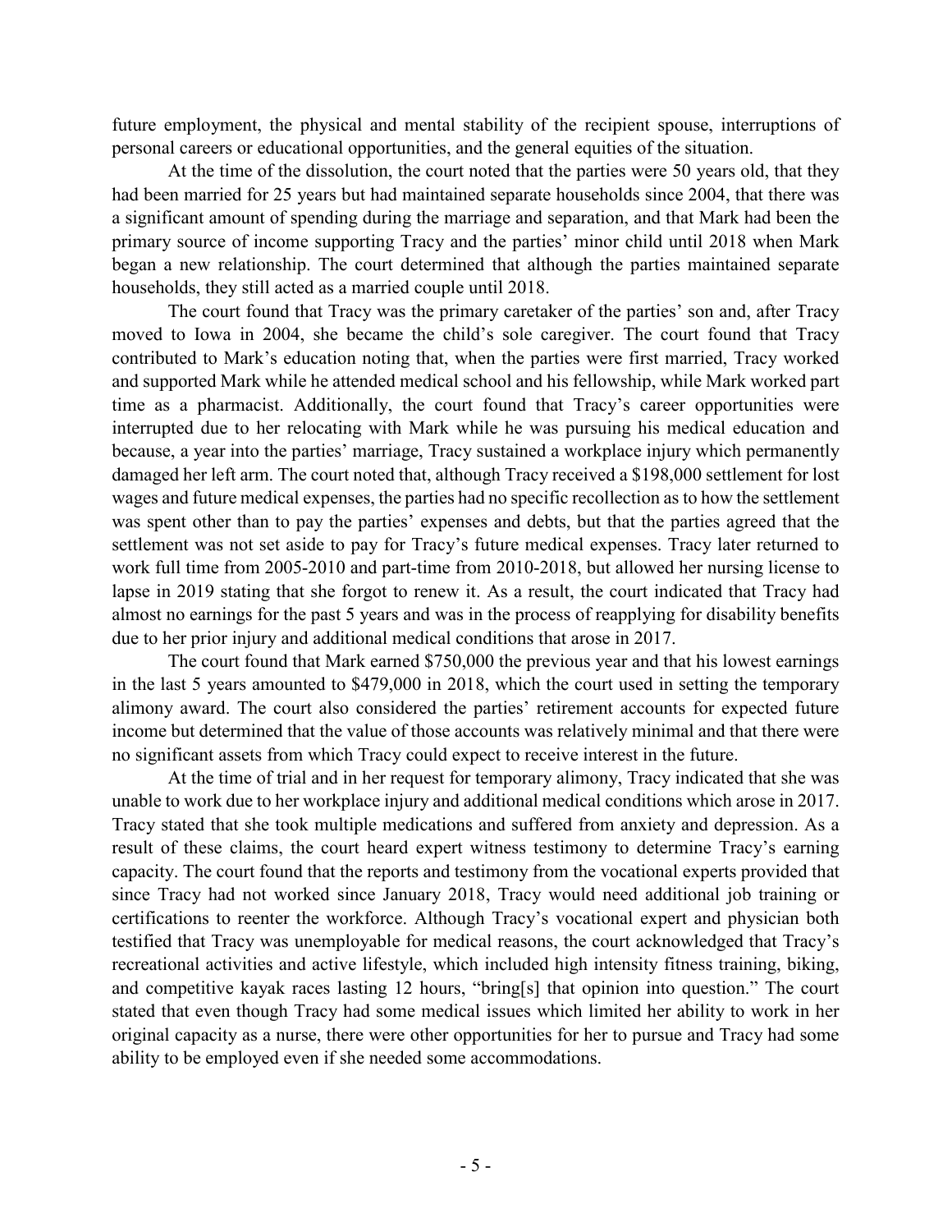future employment, the physical and mental stability of the recipient spouse, interruptions of personal careers or educational opportunities, and the general equities of the situation.

At the time of the dissolution, the court noted that the parties were 50 years old, that they had been married for 25 years but had maintained separate households since 2004, that there was a significant amount of spending during the marriage and separation, and that Mark had been the primary source of income supporting Tracy and the parties' minor child until 2018 when Mark began a new relationship. The court determined that although the parties maintained separate households, they still acted as a married couple until 2018.

The court found that Tracy was the primary caretaker of the parties' son and, after Tracy moved to Iowa in 2004, she became the child's sole caregiver. The court found that Tracy contributed to Mark's education noting that, when the parties were first married, Tracy worked and supported Mark while he attended medical school and his fellowship, while Mark worked part time as a pharmacist. Additionally, the court found that Tracy's career opportunities were interrupted due to her relocating with Mark while he was pursuing his medical education and because, a year into the parties' marriage, Tracy sustained a workplace injury which permanently damaged her left arm. The court noted that, although Tracy received a $198,000 settlement for lost wages and future medical expenses, the parties had no specific recollection as to how the settlement was spent other than to pay the parties' expenses and debts, but that the parties agreed that the settlement was not set aside to pay for Tracy's future medical expenses. Tracy later returned to work full time from 2005-2010 and part-time from 2010-2018, but allowed her nursing license to lapse in 2019 stating that she forgot to renew it. As a result, the court indicated that Tracy had almost no earnings for the past 5 years and was in the process of reapplying for disability benefits due to her prior injury and additional medical conditions that arose in 2017.

The court found that Mark earned $750,000 the previous year and that his lowest earnings in the last 5 years amounted to $479,000 in 2018, which the court used in setting the temporary alimony award. The court also considered the parties' retirement accounts for expected future income but determined that the value of those accounts was relatively minimal and that there were no significant assets from which Tracy could expect to receive interest in the future.

At the time of trial and in her request for temporary alimony, Tracy indicated that she was unable to work due to her workplace injury and additional medical conditions which arose in 2017. Tracy stated that she took multiple medications and suffered from anxiety and depression. As a result of these claims, the court heard expert witness testimony to determine Tracy's earning capacity. The court found that the reports and testimony from the vocational experts provided that since Tracy had not worked since January 2018, Tracy would need additional job training or certifications to reenter the workforce. Although Tracy's vocational expert and physician both testified that Tracy was unemployable for medical reasons, the court acknowledged that Tracy's recreational activities and active lifestyle, which included high intensity fitness training, biking, and competitive kayak races lasting 12 hours, "bring[s] that opinion into question." The court stated that even though Tracy had some medical issues which limited her ability to work in her original capacity as a nurse, there were other opportunities for her to pursue and Tracy had some ability to be employed even if she needed some accommodations.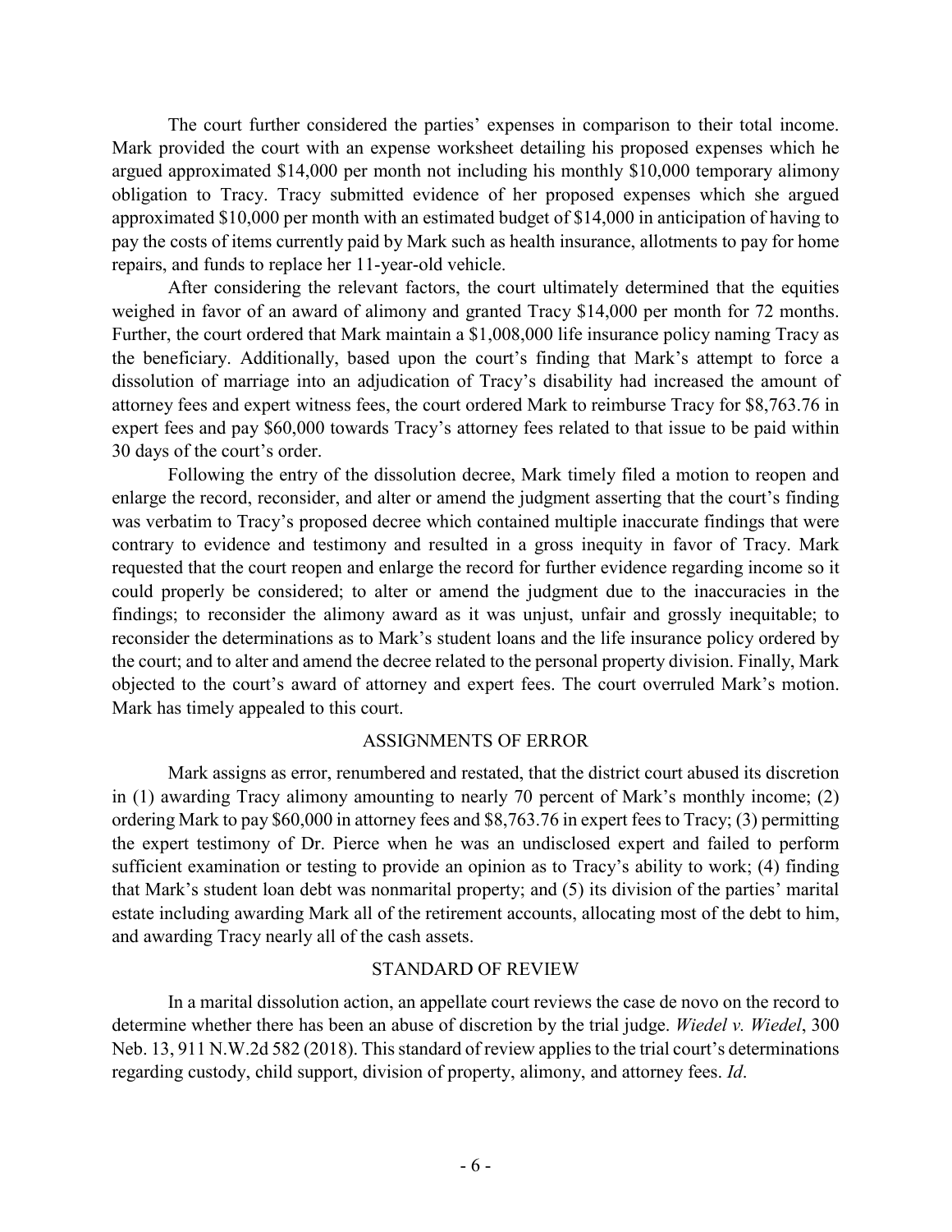The court further considered the parties' expenses in comparison to their total income. Mark provided the court with an expense worksheet detailing his proposed expenses which he argued approximated $14,000 per month not including his monthly $10,000 temporary alimony obligation to Tracy. Tracy submitted evidence of her proposed expenses which she argued approximated $10,000 per month with an estimated budget of $14,000 in anticipation of having to pay the costs of items currently paid by Mark such as health insurance, allotments to pay for home repairs, and funds to replace her 11-year-old vehicle.

After considering the relevant factors, the court ultimately determined that the equities weighed in favor of an award of alimony and granted Tracy $14,000 per month for 72 months. Further, the court ordered that Mark maintain a $1,008,000 life insurance policy naming Tracy as the beneficiary. Additionally, based upon the court's finding that Mark's attempt to force a dissolution of marriage into an adjudication of Tracy's disability had increased the amount of attorney fees and expert witness fees, the court ordered Mark to reimburse Tracy for $8,763.76 in expert fees and pay $60,000 towards Tracy's attorney fees related to that issue to be paid within 30 days of the court's order.

Following the entry of the dissolution decree, Mark timely filed a motion to reopen and enlarge the record, reconsider, and alter or amend the judgment asserting that the court's finding was verbatim to Tracy's proposed decree which contained multiple inaccurate findings that were contrary to evidence and testimony and resulted in a gross inequity in favor of Tracy. Mark requested that the court reopen and enlarge the record for further evidence regarding income so it could properly be considered; to alter or amend the judgment due to the inaccuracies in the findings; to reconsider the alimony award as it was unjust, unfair and grossly inequitable; to reconsider the determinations as to Mark's student loans and the life insurance policy ordered by the court; and to alter and amend the decree related to the personal property division. Finally, Mark objected to the court's award of attorney and expert fees. The court overruled Mark's motion. Mark has timely appealed to this court.

## ASSIGNMENTS OF ERROR

Mark assigns as error, renumbered and restated, that the district court abused its discretion in (1) awarding Tracy alimony amounting to nearly 70 percent of Mark's monthly income; (2) ordering Mark to pay $60,000 in attorney fees and $8,763.76 in expert fees to Tracy; (3) permitting the expert testimony of Dr. Pierce when he was an undisclosed expert and failed to perform sufficient examination or testing to provide an opinion as to Tracy's ability to work; (4) finding that Mark's student loan debt was nonmarital property; and (5) its division of the parties' marital estate including awarding Mark all of the retirement accounts, allocating most of the debt to him, and awarding Tracy nearly all of the cash assets.

## STANDARD OF REVIEW

In a marital dissolution action, an appellate court reviews the case de novo on the record to determine whether there has been an abuse of discretion by the trial judge. *Wiedel v. Wiedel*, 300 Neb. 13, 911 N.W.2d 582 (2018). This standard of review applies to the trial court's determinations regarding custody, child support, division of property, alimony, and attorney fees. *Id*.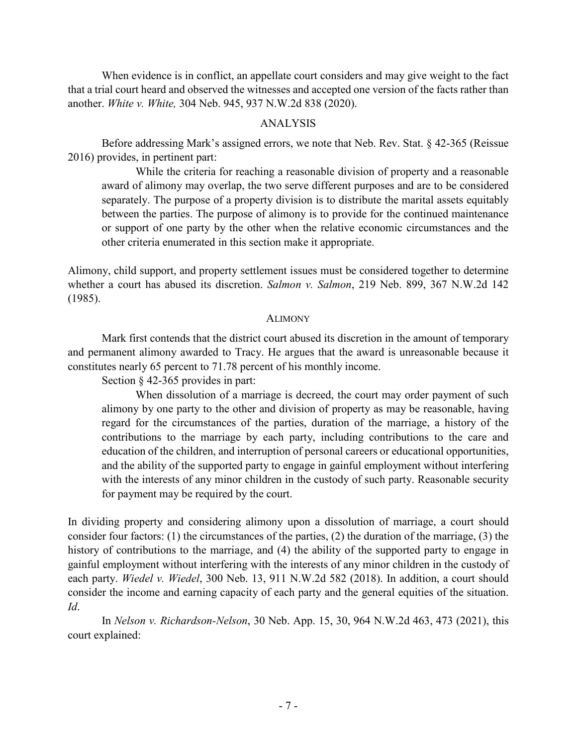When evidence is in conflict, an appellate court considers and may give weight to the fact that a trial court heard and observed the witnesses and accepted one version of the facts rather than another. *White v. White,* 304 Neb. 945, 937 N.W.2d 838 (2020).

## ANALYSIS

Before addressing Mark's assigned errors, we note that Neb. Rev. Stat. § 42-365 (Reissue 2016) provides, in pertinent part:

> While the criteria for reaching a reasonable division of property and a reasonable award of alimony may overlap, the two serve different purposes and are to be considered separately. The purpose of a property division is to distribute the marital assets equitably between the parties. The purpose of alimony is to provide for the continued maintenance or support of one party by the other when the relative economic circumstances and the other criteria enumerated in this section make it appropriate.

Alimony, child support, and property settlement issues must be considered together to determine whether a court has abused its discretion. *Salmon v. Salmon*, 219 Neb. 899, 367 N.W.2d 142 (1985).

### ALIMONY

Mark first contends that the district court abused its discretion in the amount of temporary and permanent alimony awarded to Tracy. He argues that the award is unreasonable because it constitutes nearly 65 percent to 71.78 percent of his monthly income.

Section § 42-365 provides in part:

> When dissolution of a marriage is decreed, the court may order payment of such alimony by one party to the other and division of property as may be reasonable, having regard for the circumstances of the parties, duration of the marriage, a history of the contributions to the marriage by each party, including contributions to the care and education of the children, and interruption of personal careers or educational opportunities, and the ability of the supported party to engage in gainful employment without interfering with the interests of any minor children in the custody of such party. Reasonable security for payment may be required by the court.

In dividing property and considering alimony upon a dissolution of marriage, a court should consider four factors: (1) the circumstances of the parties, (2) the duration of the marriage, (3) the history of contributions to the marriage, and (4) the ability of the supported party to engage in gainful employment without interfering with the interests of any minor children in the custody of each party. *Wiedel v. Wiedel*, 300 Neb. 13, 911 N.W.2d 582 (2018). In addition, a court should consider the income and earning capacity of each party and the general equities of the situation. *Id*.

In *Nelson v. Richardson-Nelson*, 30 Neb. App. 15, 30, 964 N.W.2d 463, 473 (2021), this court explained: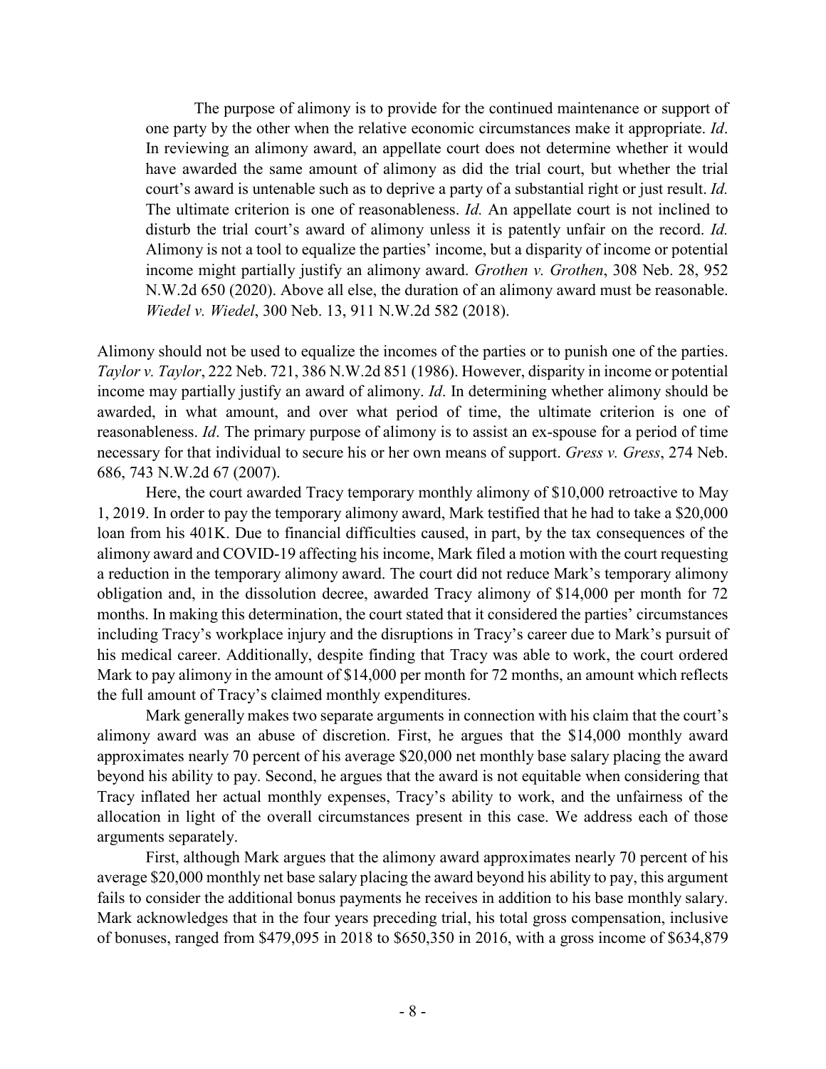> The purpose of alimony is to provide for the continued maintenance or support of one party by the other when the relative economic circumstances make it appropriate. *Id*. In reviewing an alimony award, an appellate court does not determine whether it would have awarded the same amount of alimony as did the trial court, but whether the trial court's award is untenable such as to deprive a party of a substantial right or just result. *Id.* The ultimate criterion is one of reasonableness. *Id.* An appellate court is not inclined to disturb the trial court's award of alimony unless it is patently unfair on the record. *Id.* Alimony is not a tool to equalize the parties' income, but a disparity of income or potential income might partially justify an alimony award. *Grothen v. Grothen*, 308 Neb. 28, 952 N.W.2d 650 (2020). Above all else, the duration of an alimony award must be reasonable. *Wiedel v. Wiedel*, 300 Neb. 13, 911 N.W.2d 582 (2018).

Alimony should not be used to equalize the incomes of the parties or to punish one of the parties. *Taylor v. Taylor*, 222 Neb. 721, 386 N.W.2d 851 (1986). However, disparity in income or potential income may partially justify an award of alimony. *Id*. In determining whether alimony should be awarded, in what amount, and over what period of time, the ultimate criterion is one of reasonableness. *Id*. The primary purpose of alimony is to assist an ex-spouse for a period of time necessary for that individual to secure his or her own means of support. *Gress v. Gress*, 274 Neb. 686, 743 N.W.2d 67 (2007).

Here, the court awarded Tracy temporary monthly alimony of $10,000 retroactive to May 1, 2019. In order to pay the temporary alimony award, Mark testified that he had to take a $20,000 loan from his 401K. Due to financial difficulties caused, in part, by the tax consequences of the alimony award and COVID-19 affecting his income, Mark filed a motion with the court requesting a reduction in the temporary alimony award. The court did not reduce Mark's temporary alimony obligation and, in the dissolution decree, awarded Tracy alimony of $14,000 per month for 72 months. In making this determination, the court stated that it considered the parties' circumstances including Tracy's workplace injury and the disruptions in Tracy's career due to Mark's pursuit of his medical career. Additionally, despite finding that Tracy was able to work, the court ordered Mark to pay alimony in the amount of $14,000 per month for 72 months, an amount which reflects the full amount of Tracy's claimed monthly expenditures.

Mark generally makes two separate arguments in connection with his claim that the court's alimony award was an abuse of discretion. First, he argues that the $14,000 monthly award approximates nearly 70 percent of his average $20,000 net monthly base salary placing the award beyond his ability to pay. Second, he argues that the award is not equitable when considering that Tracy inflated her actual monthly expenses, Tracy's ability to work, and the unfairness of the allocation in light of the overall circumstances present in this case. We address each of those arguments separately.

First, although Mark argues that the alimony award approximates nearly 70 percent of his average $20,000 monthly net base salary placing the award beyond his ability to pay, this argument fails to consider the additional bonus payments he receives in addition to his base monthly salary. Mark acknowledges that in the four years preceding trial, his total gross compensation, inclusive of bonuses, ranged from $479,095 in 2018 to $650,350 in 2016, with a gross income of $634,879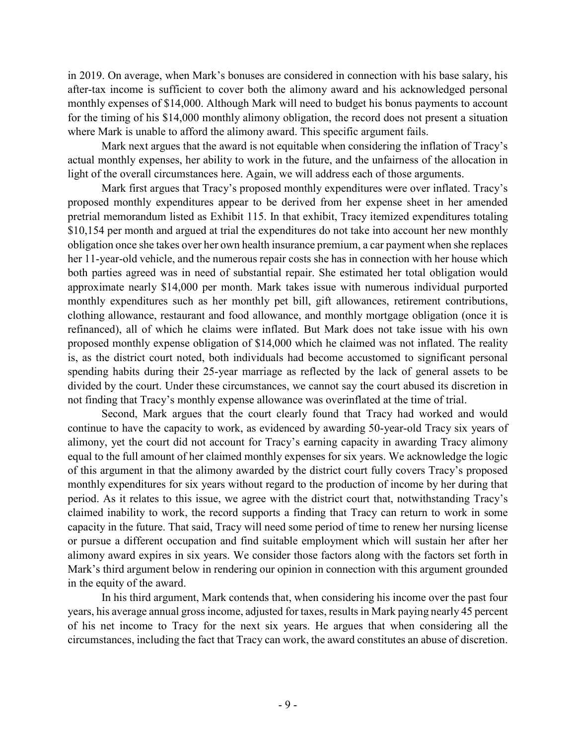in 2019. On average, when Mark's bonuses are considered in connection with his base salary, his after-tax income is sufficient to cover both the alimony award and his acknowledged personal monthly expenses of $14,000. Although Mark will need to budget his bonus payments to account for the timing of his $14,000 monthly alimony obligation, the record does not present a situation where Mark is unable to afford the alimony award. This specific argument fails.

Mark next argues that the award is not equitable when considering the inflation of Tracy's actual monthly expenses, her ability to work in the future, and the unfairness of the allocation in light of the overall circumstances here. Again, we will address each of those arguments.

Mark first argues that Tracy's proposed monthly expenditures were over inflated. Tracy's proposed monthly expenditures appear to be derived from her expense sheet in her amended pretrial memorandum listed as Exhibit 115. In that exhibit, Tracy itemized expenditures totaling $10,154 per month and argued at trial the expenditures do not take into account her new monthly obligation once she takes over her own health insurance premium, a car payment when she replaces her 11-year-old vehicle, and the numerous repair costs she has in connection with her house which both parties agreed was in need of substantial repair. She estimated her total obligation would approximate nearly $14,000 per month. Mark takes issue with numerous individual purported monthly expenditures such as her monthly pet bill, gift allowances, retirement contributions, clothing allowance, restaurant and food allowance, and monthly mortgage obligation (once it is refinanced), all of which he claims were inflated. But Mark does not take issue with his own proposed monthly expense obligation of $14,000 which he claimed was not inflated. The reality is, as the district court noted, both individuals had become accustomed to significant personal spending habits during their 25-year marriage as reflected by the lack of general assets to be divided by the court. Under these circumstances, we cannot say the court abused its discretion in not finding that Tracy's monthly expense allowance was overinflated at the time of trial.

Second, Mark argues that the court clearly found that Tracy had worked and would continue to have the capacity to work, as evidenced by awarding 50-year-old Tracy six years of alimony, yet the court did not account for Tracy's earning capacity in awarding Tracy alimony equal to the full amount of her claimed monthly expenses for six years. We acknowledge the logic of this argument in that the alimony awarded by the district court fully covers Tracy's proposed monthly expenditures for six years without regard to the production of income by her during that period. As it relates to this issue, we agree with the district court that, notwithstanding Tracy's claimed inability to work, the record supports a finding that Tracy can return to work in some capacity in the future. That said, Tracy will need some period of time to renew her nursing license or pursue a different occupation and find suitable employment which will sustain her after her alimony award expires in six years. We consider those factors along with the factors set forth in Mark's third argument below in rendering our opinion in connection with this argument grounded in the equity of the award.

In his third argument, Mark contends that, when considering his income over the past four years, his average annual gross income, adjusted for taxes, results in Mark paying nearly 45 percent of his net income to Tracy for the next six years. He argues that when considering all the circumstances, including the fact that Tracy can work, the award constitutes an abuse of discretion.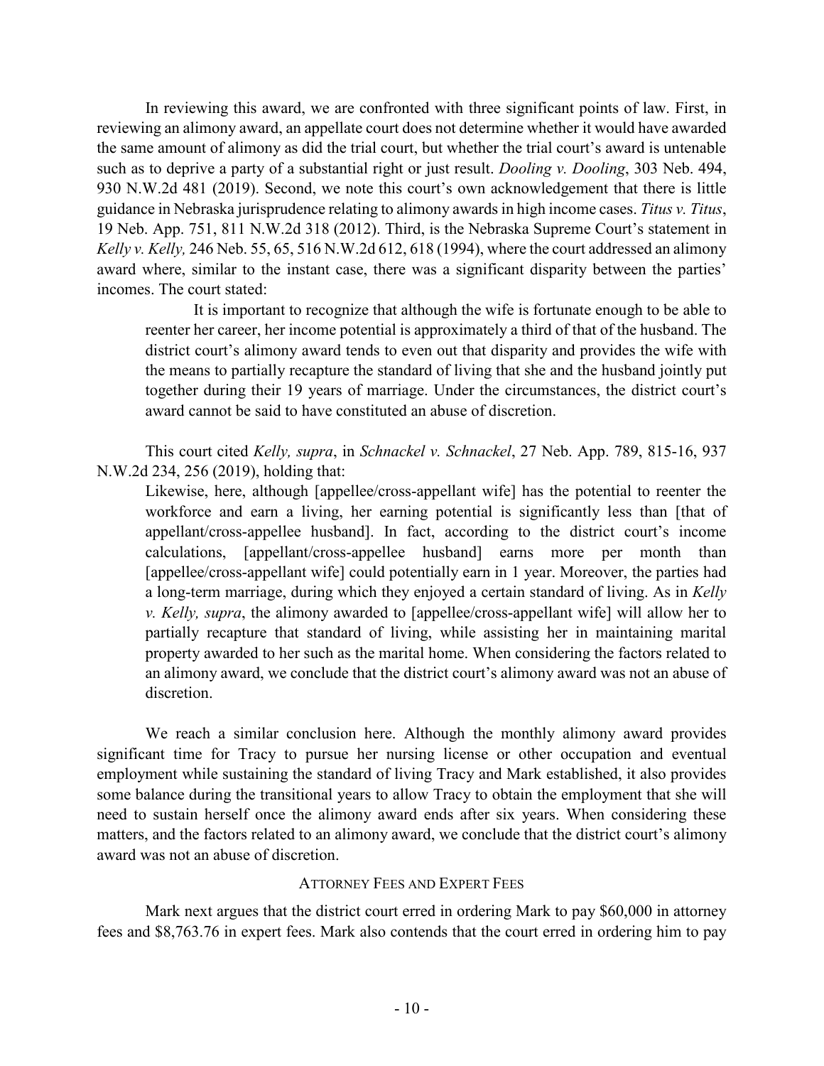In reviewing this award, we are confronted with three significant points of law. First, in reviewing an alimony award, an appellate court does not determine whether it would have awarded the same amount of alimony as did the trial court, but whether the trial court's award is untenable such as to deprive a party of a substantial right or just result. *Dooling v. Dooling*, 303 Neb. 494, 930 N.W.2d 481 (2019). Second, we note this court's own acknowledgement that there is little guidance in Nebraska jurisprudence relating to alimony awards in high income cases. *Titus v. Titus*, 19 Neb. App. 751, 811 N.W.2d 318 (2012). Third, is the Nebraska Supreme Court's statement in *Kelly v. Kelly,* 246 Neb. 55, 65, 516 N.W.2d 612, 618 (1994), where the court addressed an alimony award where, similar to the instant case, there was a significant disparity between the parties' incomes. The court stated:

> It is important to recognize that although the wife is fortunate enough to be able to reenter her career, her income potential is approximately a third of that of the husband. The district court's alimony award tends to even out that disparity and provides the wife with the means to partially recapture the standard of living that she and the husband jointly put together during their 19 years of marriage. Under the circumstances, the district court's award cannot be said to have constituted an abuse of discretion.

This court cited *Kelly, supra*, in *Schnackel v. Schnackel*, 27 Neb. App. 789, 815-16, 937 N.W.2d 234, 256 (2019), holding that:

> Likewise, here, although [appellee/cross-appellant wife] has the potential to reenter the workforce and earn a living, her earning potential is significantly less than [that of appellant/cross-appellee husband]. In fact, according to the district court's income calculations, [appellant/cross-appellee husband] earns more per month than [appellee/cross-appellant wife] could potentially earn in 1 year. Moreover, the parties had a long-term marriage, during which they enjoyed a certain standard of living. As in *Kelly v. Kelly, supra*, the alimony awarded to [appellee/cross-appellant wife] will allow her to partially recapture that standard of living, while assisting her in maintaining marital property awarded to her such as the marital home. When considering the factors related to an alimony award, we conclude that the district court's alimony award was not an abuse of discretion.

We reach a similar conclusion here. Although the monthly alimony award provides significant time for Tracy to pursue her nursing license or other occupation and eventual employment while sustaining the standard of living Tracy and Mark established, it also provides some balance during the transitional years to allow Tracy to obtain the employment that she will need to sustain herself once the alimony award ends after six years. When considering these matters, and the factors related to an alimony award, we conclude that the district court's alimony award was not an abuse of discretion.

## ATTORNEY FEES AND EXPERT FEES

Mark next argues that the district court erred in ordering Mark to pay $60,000 in attorney fees and $8,763.76 in expert fees. Mark also contends that the court erred in ordering him to pay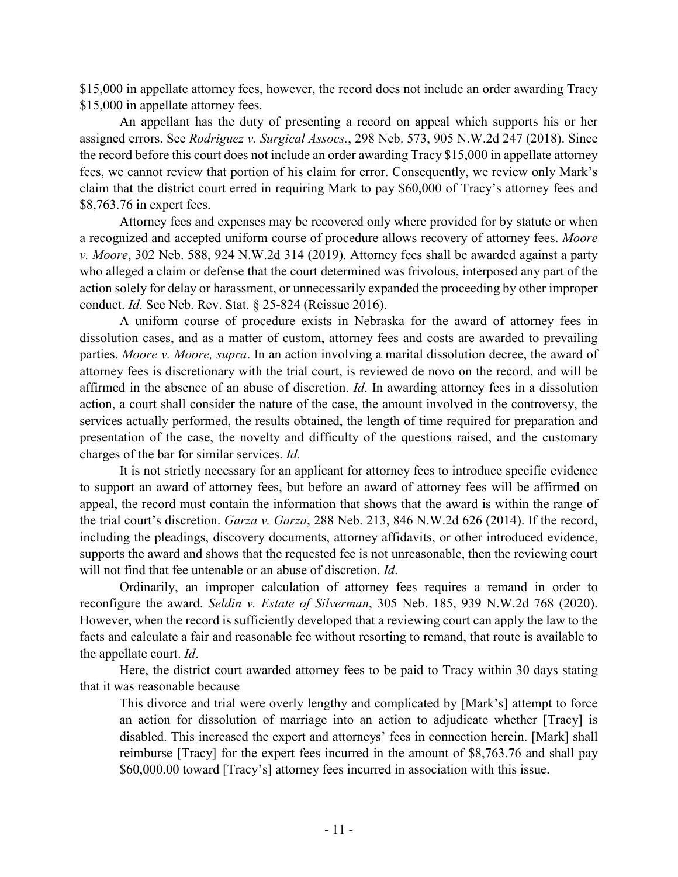$15,000 in appellate attorney fees, however, the record does not include an order awarding Tracy $15,000 in appellate attorney fees.

An appellant has the duty of presenting a record on appeal which supports his or her assigned errors. See *Rodriguez v. Surgical Assocs.*, 298 Neb. 573, 905 N.W.2d 247 (2018). Since the record before this court does not include an order awarding Tracy $15,000 in appellate attorney fees, we cannot review that portion of his claim for error. Consequently, we review only Mark's claim that the district court erred in requiring Mark to pay $60,000 of Tracy's attorney fees and $8,763.76 in expert fees.

Attorney fees and expenses may be recovered only where provided for by statute or when a recognized and accepted uniform course of procedure allows recovery of attorney fees. *Moore v. Moore*, 302 Neb. 588, 924 N.W.2d 314 (2019). Attorney fees shall be awarded against a party who alleged a claim or defense that the court determined was frivolous, interposed any part of the action solely for delay or harassment, or unnecessarily expanded the proceeding by other improper conduct. *Id*. See Neb. Rev. Stat. § 25-824 (Reissue 2016).

A uniform course of procedure exists in Nebraska for the award of attorney fees in dissolution cases, and as a matter of custom, attorney fees and costs are awarded to prevailing parties. *Moore v. Moore, supra*. In an action involving a marital dissolution decree, the award of attorney fees is discretionary with the trial court, is reviewed de novo on the record, and will be affirmed in the absence of an abuse of discretion. *Id*. In awarding attorney fees in a dissolution action, a court shall consider the nature of the case, the amount involved in the controversy, the services actually performed, the results obtained, the length of time required for preparation and presentation of the case, the novelty and difficulty of the questions raised, and the customary charges of the bar for similar services. *Id.*

It is not strictly necessary for an applicant for attorney fees to introduce specific evidence to support an award of attorney fees, but before an award of attorney fees will be affirmed on appeal, the record must contain the information that shows that the award is within the range of the trial court's discretion. *Garza v. Garza*, 288 Neb. 213, 846 N.W.2d 626 (2014). If the record, including the pleadings, discovery documents, attorney affidavits, or other introduced evidence, supports the award and shows that the requested fee is not unreasonable, then the reviewing court will not find that fee untenable or an abuse of discretion. *Id*.

Ordinarily, an improper calculation of attorney fees requires a remand in order to reconfigure the award. *Seldin v. Estate of Silverman*, 305 Neb. 185, 939 N.W.2d 768 (2020). However, when the record is sufficiently developed that a reviewing court can apply the law to the facts and calculate a fair and reasonable fee without resorting to remand, that route is available to the appellate court. *Id*.

Here, the district court awarded attorney fees to be paid to Tracy within 30 days stating that it was reasonable because

> This divorce and trial were overly lengthy and complicated by [Mark's] attempt to force an action for dissolution of marriage into an action to adjudicate whether [Tracy] is disabled. This increased the expert and attorneys' fees in connection herein. [Mark] shall reimburse [Tracy] for the expert fees incurred in the amount of $8,763.76 and shall pay $60,000.00 toward [Tracy's] attorney fees incurred in association with this issue.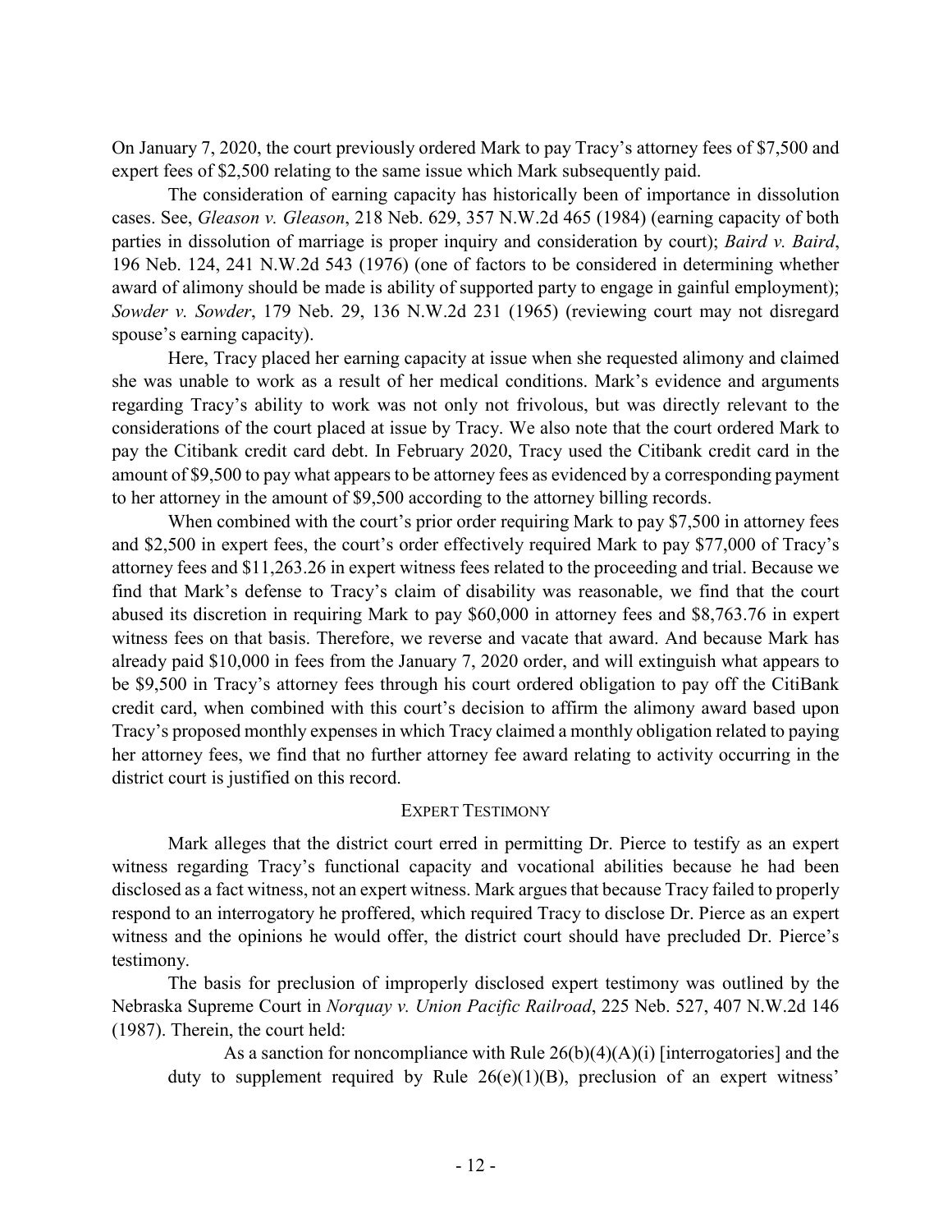On January 7, 2020, the court previously ordered Mark to pay Tracy's attorney fees of $7,500 and expert fees of $2,500 relating to the same issue which Mark subsequently paid.

The consideration of earning capacity has historically been of importance in dissolution cases. See, *Gleason v. Gleason*, 218 Neb. 629, 357 N.W.2d 465 (1984) (earning capacity of both parties in dissolution of marriage is proper inquiry and consideration by court); *Baird v. Baird*, 196 Neb. 124, 241 N.W.2d 543 (1976) (one of factors to be considered in determining whether award of alimony should be made is ability of supported party to engage in gainful employment); *Sowder v. Sowder*, 179 Neb. 29, 136 N.W.2d 231 (1965) (reviewing court may not disregard spouse's earning capacity).

Here, Tracy placed her earning capacity at issue when she requested alimony and claimed she was unable to work as a result of her medical conditions. Mark's evidence and arguments regarding Tracy's ability to work was not only not frivolous, but was directly relevant to the considerations of the court placed at issue by Tracy. We also note that the court ordered Mark to pay the Citibank credit card debt. In February 2020, Tracy used the Citibank credit card in the amount of $9,500 to pay what appears to be attorney fees as evidenced by a corresponding payment to her attorney in the amount of $9,500 according to the attorney billing records.

When combined with the court's prior order requiring Mark to pay $7,500 in attorney fees and $2,500 in expert fees, the court's order effectively required Mark to pay $77,000 of Tracy's attorney fees and $11,263.26 in expert witness fees related to the proceeding and trial. Because we find that Mark's defense to Tracy's claim of disability was reasonable, we find that the court abused its discretion in requiring Mark to pay $60,000 in attorney fees and $8,763.76 in expert witness fees on that basis. Therefore, we reverse and vacate that award. And because Mark has already paid $10,000 in fees from the January 7, 2020 order, and will extinguish what appears to be $9,500 in Tracy's attorney fees through his court ordered obligation to pay off the CitiBank credit card, when combined with this court's decision to affirm the alimony award based upon Tracy's proposed monthly expenses in which Tracy claimed a monthly obligation related to paying her attorney fees, we find that no further attorney fee award relating to activity occurring in the district court is justified on this record.

### EXPERT TESTIMONY

Mark alleges that the district court erred in permitting Dr. Pierce to testify as an expert witness regarding Tracy's functional capacity and vocational abilities because he had been disclosed as a fact witness, not an expert witness. Mark argues that because Tracy failed to properly respond to an interrogatory he proffered, which required Tracy to disclose Dr. Pierce as an expert witness and the opinions he would offer, the district court should have precluded Dr. Pierce's testimony.

The basis for preclusion of improperly disclosed expert testimony was outlined by the Nebraska Supreme Court in *Norquay v. Union Pacific Railroad*, 225 Neb. 527, 407 N.W.2d 146 (1987). Therein, the court held:

> As a sanction for noncompliance with Rule 26(b)(4)(A)(i) [interrogatories] and the duty to supplement required by Rule 26(e)(1)(B), preclusion of an expert witness'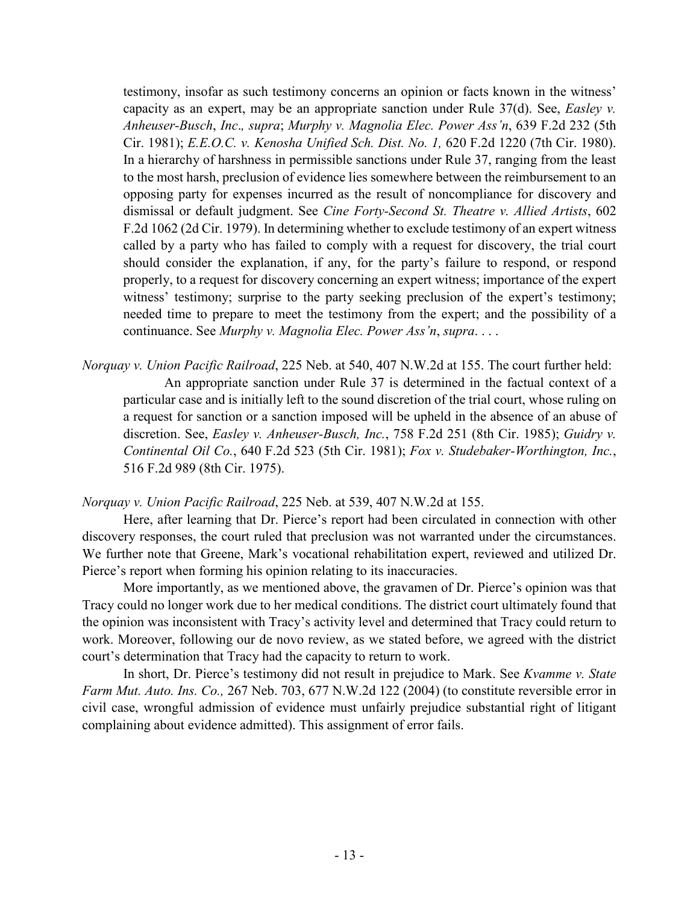> testimony, insofar as such testimony concerns an opinion or facts known in the witness' capacity as an expert, may be an appropriate sanction under Rule 37(d). See, *Easley v. Anheuser-Busch*, *Inc*.*, supra*; *Murphy v. Magnolia Elec. Power Ass'n*, 639 F.2d 232 (5th Cir. 1981); *E.E.O.C. v. Kenosha Unified Sch. Dist. No. 1,* 620 F.2d 1220 (7th Cir. 1980). In a hierarchy of harshness in permissible sanctions under Rule 37, ranging from the least to the most harsh, preclusion of evidence lies somewhere between the reimbursement to an opposing party for expenses incurred as the result of noncompliance for discovery and dismissal or default judgment. See *Cine Forty-Second St. Theatre v. Allied Artists*, 602 F.2d 1062 (2d Cir. 1979). In determining whether to exclude testimony of an expert witness called by a party who has failed to comply with a request for discovery, the trial court should consider the explanation, if any, for the party's failure to respond, or respond properly, to a request for discovery concerning an expert witness; importance of the expert witness' testimony; surprise to the party seeking preclusion of the expert's testimony; needed time to prepare to meet the testimony from the expert; and the possibility of a continuance. See *Murphy v. Magnolia Elec. Power Ass'n*, *supra*. . . .

*Norquay v. Union Pacific Railroad*, 225 Neb. at 540, 407 N.W.2d at 155. The court further held:

> An appropriate sanction under Rule 37 is determined in the factual context of a particular case and is initially left to the sound discretion of the trial court, whose ruling on a request for sanction or a sanction imposed will be upheld in the absence of an abuse of discretion. See, *Easley v. Anheuser-Busch, Inc.*, 758 F.2d 251 (8th Cir. 1985); *Guidry v. Continental Oil Co.*, 640 F.2d 523 (5th Cir. 1981); *Fox v. Studebaker-Worthington, Inc.*, 516 F.2d 989 (8th Cir. 1975).

*Norquay v. Union Pacific Railroad*, 225 Neb. at 539, 407 N.W.2d at 155.

Here, after learning that Dr. Pierce's report had been circulated in connection with other discovery responses, the court ruled that preclusion was not warranted under the circumstances. We further note that Greene, Mark's vocational rehabilitation expert, reviewed and utilized Dr. Pierce's report when forming his opinion relating to its inaccuracies.

More importantly, as we mentioned above, the gravamen of Dr. Pierce's opinion was that Tracy could no longer work due to her medical conditions. The district court ultimately found that the opinion was inconsistent with Tracy's activity level and determined that Tracy could return to work. Moreover, following our de novo review, as we stated before, we agreed with the district court's determination that Tracy had the capacity to return to work.

In short, Dr. Pierce's testimony did not result in prejudice to Mark. See *Kvamme v. State Farm Mut. Auto. Ins. Co.,* 267 Neb. 703, 677 N.W.2d 122 (2004) (to constitute reversible error in civil case, wrongful admission of evidence must unfairly prejudice substantial right of litigant complaining about evidence admitted). This assignment of error fails.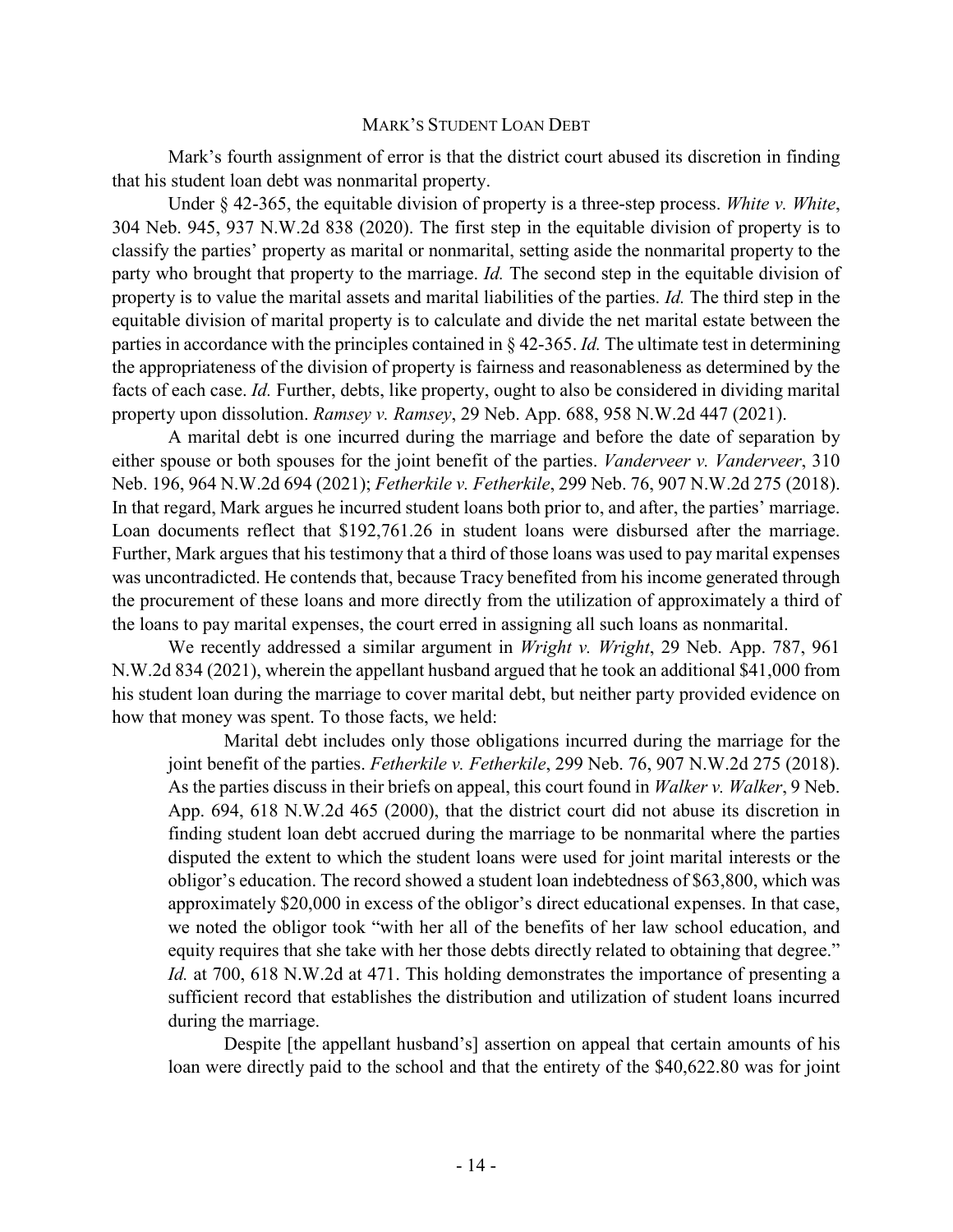### MARK'S STUDENT LOAN DEBT

Mark's fourth assignment of error is that the district court abused its discretion in finding that his student loan debt was nonmarital property.

Under § 42-365, the equitable division of property is a three-step process. *White v. White*, 304 Neb. 945, 937 N.W.2d 838 (2020). The first step in the equitable division of property is to classify the parties' property as marital or nonmarital, setting aside the nonmarital property to the party who brought that property to the marriage. *Id.* The second step in the equitable division of property is to value the marital assets and marital liabilities of the parties. *Id.* The third step in the equitable division of marital property is to calculate and divide the net marital estate between the parties in accordance with the principles contained in § 42-365. *Id.* The ultimate test in determining the appropriateness of the division of property is fairness and reasonableness as determined by the facts of each case. *Id.* Further, debts, like property, ought to also be considered in dividing marital property upon dissolution. *Ramsey v. Ramsey*, 29 Neb. App. 688, 958 N.W.2d 447 (2021).

A marital debt is one incurred during the marriage and before the date of separation by either spouse or both spouses for the joint benefit of the parties. *Vanderveer v. Vanderveer*, 310 Neb. 196, 964 N.W.2d 694 (2021); *Fetherkile v. Fetherkile*, 299 Neb. 76, 907 N.W.2d 275 (2018). In that regard, Mark argues he incurred student loans both prior to, and after, the parties' marriage. Loan documents reflect that $192,761.26 in student loans were disbursed after the marriage. Further, Mark argues that his testimony that a third of those loans was used to pay marital expenses was uncontradicted. He contends that, because Tracy benefited from his income generated through the procurement of these loans and more directly from the utilization of approximately a third of the loans to pay marital expenses, the court erred in assigning all such loans as nonmarital.

We recently addressed a similar argument in *Wright v. Wright*, 29 Neb. App. 787, 961 N.W.2d 834 (2021), wherein the appellant husband argued that he took an additional $41,000 from his student loan during the marriage to cover marital debt, but neither party provided evidence on how that money was spent. To those facts, we held:

> Marital debt includes only those obligations incurred during the marriage for the joint benefit of the parties. *Fetherkile v. Fetherkile*, 299 Neb. 76, 907 N.W.2d 275 (2018). As the parties discuss in their briefs on appeal, this court found in *Walker v. Walker*, 9 Neb. App. 694, 618 N.W.2d 465 (2000), that the district court did not abuse its discretion in finding student loan debt accrued during the marriage to be nonmarital where the parties disputed the extent to which the student loans were used for joint marital interests or the obligor's education. The record showed a student loan indebtedness of $63,800, which was approximately $20,000 in excess of the obligor's direct educational expenses. In that case, we noted the obligor took "with her all of the benefits of her law school education, and equity requires that she take with her those debts directly related to obtaining that degree." *Id.* at 700, 618 N.W.2d at 471. This holding demonstrates the importance of presenting a sufficient record that establishes the distribution and utilization of student loans incurred during the marriage.
>
> Despite [the appellant husband's] assertion on appeal that certain amounts of his loan were directly paid to the school and that the entirety of the $40,622.80 was for joint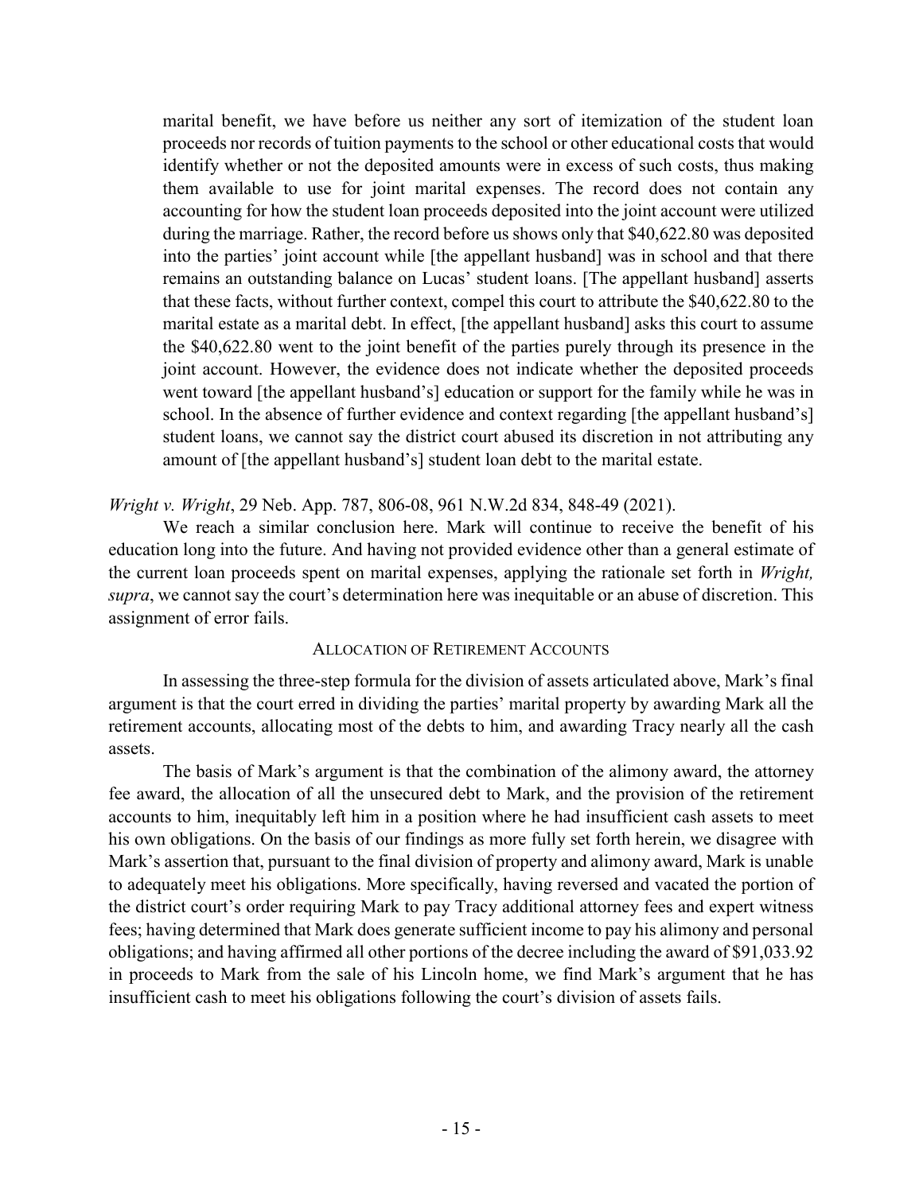marital benefit, we have before us neither any sort of itemization of the student loan proceeds nor records of tuition payments to the school or other educational costs that would identify whether or not the deposited amounts were in excess of such costs, thus making them available to use for joint marital expenses. The record does not contain any accounting for how the student loan proceeds deposited into the joint account were utilized during the marriage. Rather, the record before us shows only that $40,622.80 was deposited into the parties' joint account while [the appellant husband] was in school and that there remains an outstanding balance on Lucas' student loans. [The appellant husband] asserts that these facts, without further context, compel this court to attribute the $40,622.80 to the marital estate as a marital debt. In effect, [the appellant husband] asks this court to assume the $40,622.80 went to the joint benefit of the parties purely through its presence in the joint account. However, the evidence does not indicate whether the deposited proceeds went toward [the appellant husband's] education or support for the family while he was in school. In the absence of further evidence and context regarding [the appellant husband's] student loans, we cannot say the district court abused its discretion in not attributing any amount of [the appellant husband's] student loan debt to the marital estate.

*Wright v. Wright*, 29 Neb. App. 787, 806-08, 961 N.W.2d 834, 848-49 (2021).

We reach a similar conclusion here. Mark will continue to receive the benefit of his education long into the future. And having not provided evidence other than a general estimate of the current loan proceeds spent on marital expenses, applying the rationale set forth in *Wright, supra*, we cannot say the court's determination here was inequitable or an abuse of discretion. This assignment of error fails.

### ALLOCATION OF RETIREMENT ACCOUNTS

In assessing the three-step formula for the division of assets articulated above, Mark's final argument is that the court erred in dividing the parties' marital property by awarding Mark all the retirement accounts, allocating most of the debts to him, and awarding Tracy nearly all the cash assets.

The basis of Mark's argument is that the combination of the alimony award, the attorney fee award, the allocation of all the unsecured debt to Mark, and the provision of the retirement accounts to him, inequitably left him in a position where he had insufficient cash assets to meet his own obligations. On the basis of our findings as more fully set forth herein, we disagree with Mark's assertion that, pursuant to the final division of property and alimony award, Mark is unable to adequately meet his obligations. More specifically, having reversed and vacated the portion of the district court's order requiring Mark to pay Tracy additional attorney fees and expert witness fees; having determined that Mark does generate sufficient income to pay his alimony and personal obligations; and having affirmed all other portions of the decree including the award of $91,033.92 in proceeds to Mark from the sale of his Lincoln home, we find Mark's argument that he has insufficient cash to meet his obligations following the court's division of assets fails.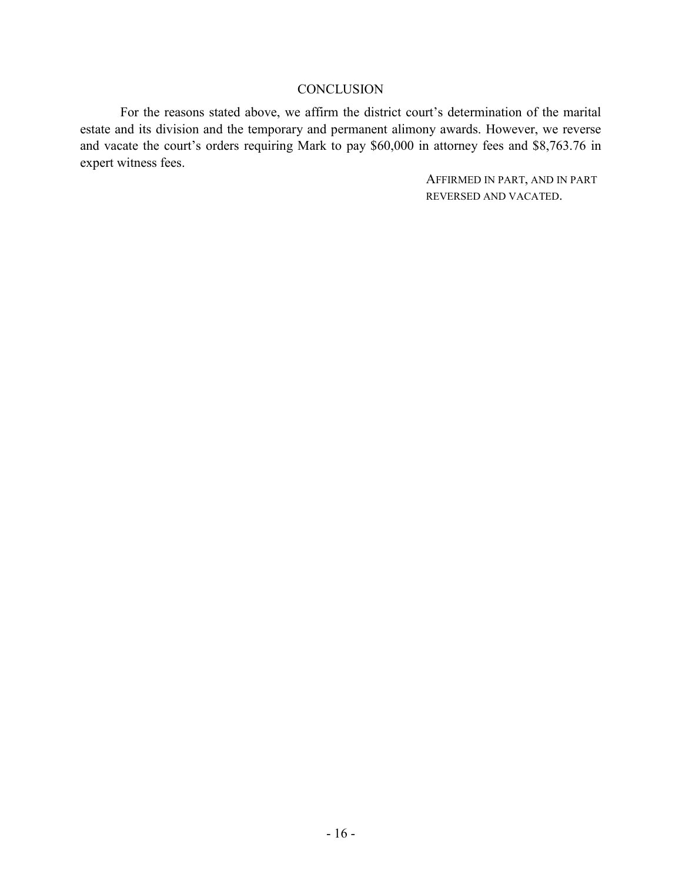## CONCLUSION

For the reasons stated above, we affirm the district court's determination of the marital estate and its division and the temporary and permanent alimony awards. However, we reverse and vacate the court's orders requiring Mark to pay $60,000 in attorney fees and $8,763.76 in expert witness fees.

AFFIRMED IN PART, AND IN PART REVERSED AND VACATED.